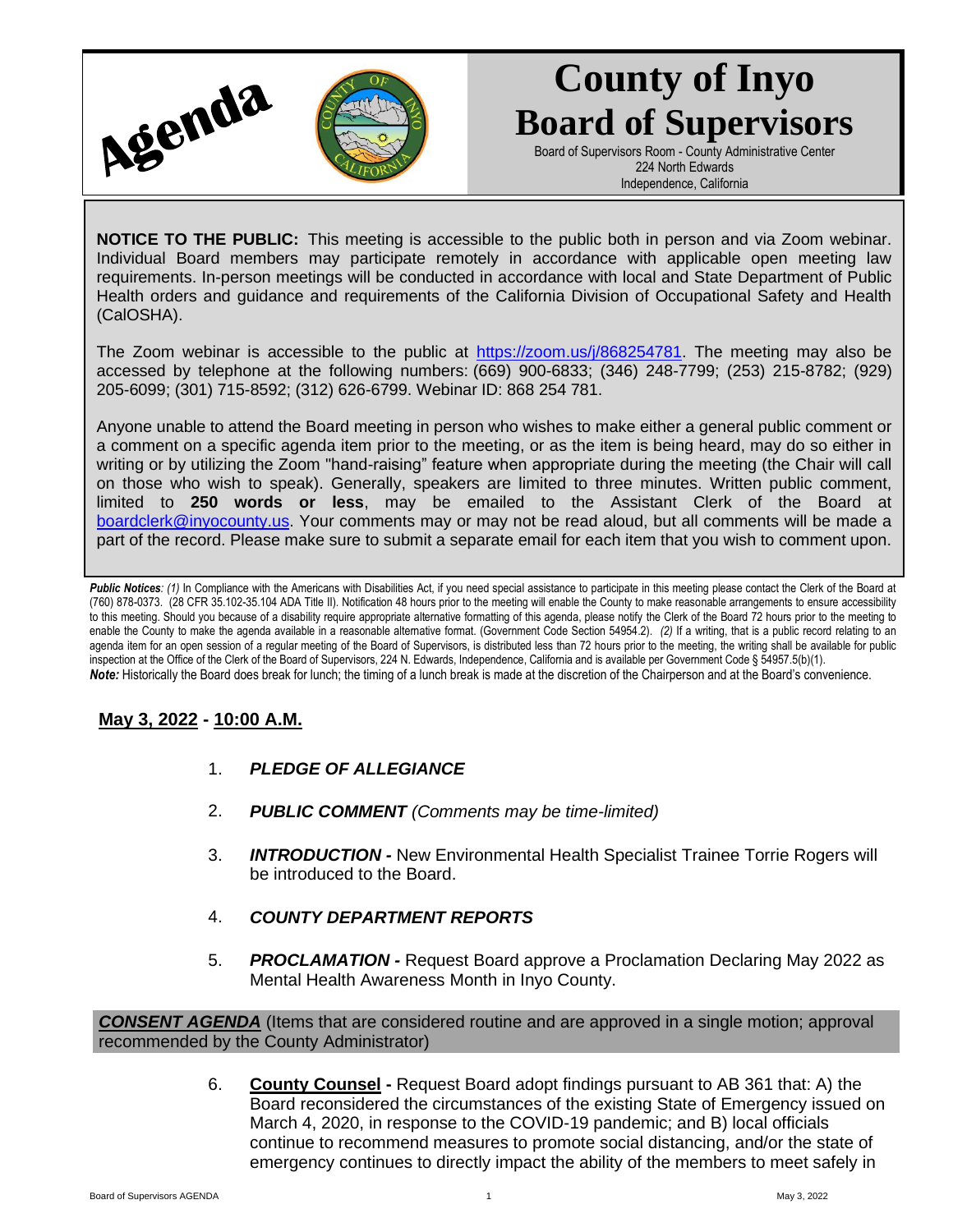# Agenda

# County of Inyo Board of Supervisors

Board of Supervisors Room - County Administrative Center
224 North Edwards
Independence, California

**NOTICE TO THE PUBLIC:** This meeting is accessible to the public both in person and via Zoom webinar. Individual Board members may participate remotely in accordance with applicable open meeting law requirements. In-person meetings will be conducted in accordance with local and State Department of Public Health orders and guidance and requirements of the California Division of Occupational Safety and Health (CalOSHA).

The Zoom webinar is accessible to the public at https://zoom.us/j/868254781. The meeting may also be accessed by telephone at the following numbers: (669) 900-6833; (346) 248-7799; (253) 215-8782; (929) 205-6099; (301) 715-8592; (312) 626-6799. Webinar ID: 868 254 781.

Anyone unable to attend the Board meeting in person who wishes to make either a general public comment or a comment on a specific agenda item prior to the meeting, or as the item is being heard, may do so either in writing or by utilizing the Zoom "hand-raising" feature when appropriate during the meeting (the Chair will call on those who wish to speak). Generally, speakers are limited to three minutes. Written public comment, limited to **250 words or less**, may be emailed to the Assistant Clerk of the Board at boardclerk@inyocounty.us. Your comments may or may not be read aloud, but all comments will be made a part of the record. Please make sure to submit a separate email for each item that you wish to comment upon.

***Public Notices**: (1)* In Compliance with the Americans with Disabilities Act, if you need special assistance to participate in this meeting please contact the Clerk of the Board at (760) 878-0373. (28 CFR 35.102-35.104 ADA Title II). Notification 48 hours prior to the meeting will enable the County to make reasonable arrangements to ensure accessibility to this meeting. Should you because of a disability require appropriate alternative formatting of this agenda, please notify the Clerk of the Board 72 hours prior to the meeting to enable the County to make the agenda available in a reasonable alternative format. (Government Code Section 54954.2). *(2)* If a writing, that is a public record relating to an agenda item for an open session of a regular meeting of the Board of Supervisors, is distributed less than 72 hours prior to the meeting, the writing shall be available for public inspection at the Office of the Clerk of the Board of Supervisors, 224 N. Edwards, Independence, California and is available per Government Code § 54957.5(b)(1).
***Note:*** Historically the Board does break for lunch; the timing of a lunch break is made at the discretion of the Chairperson and at the Board's convenience.

**May 3, 2022 - 10:00 A.M.**

1. ***PLEDGE OF ALLEGIANCE***

2. ***PUBLIC COMMENT*** *(Comments may be time-limited)*

3. ***INTRODUCTION -*** New Environmental Health Specialist Trainee Torrie Rogers will be introduced to the Board.

4. ***COUNTY DEPARTMENT REPORTS***

5. ***PROCLAMATION -*** Request Board approve a Proclamation Declaring May 2022 as Mental Health Awareness Month in Inyo County.

***CONSENT AGENDA*** (Items that are considered routine and are approved in a single motion; approval recommended by the County Administrator)

6. **County Counsel -** Request Board adopt findings pursuant to AB 361 that: A) the Board reconsidered the circumstances of the existing State of Emergency issued on March 4, 2020, in response to the COVID-19 pandemic; and B) local officials continue to recommend measures to promote social distancing, and/or the state of emergency continues to directly impact the ability of the members to meet safely in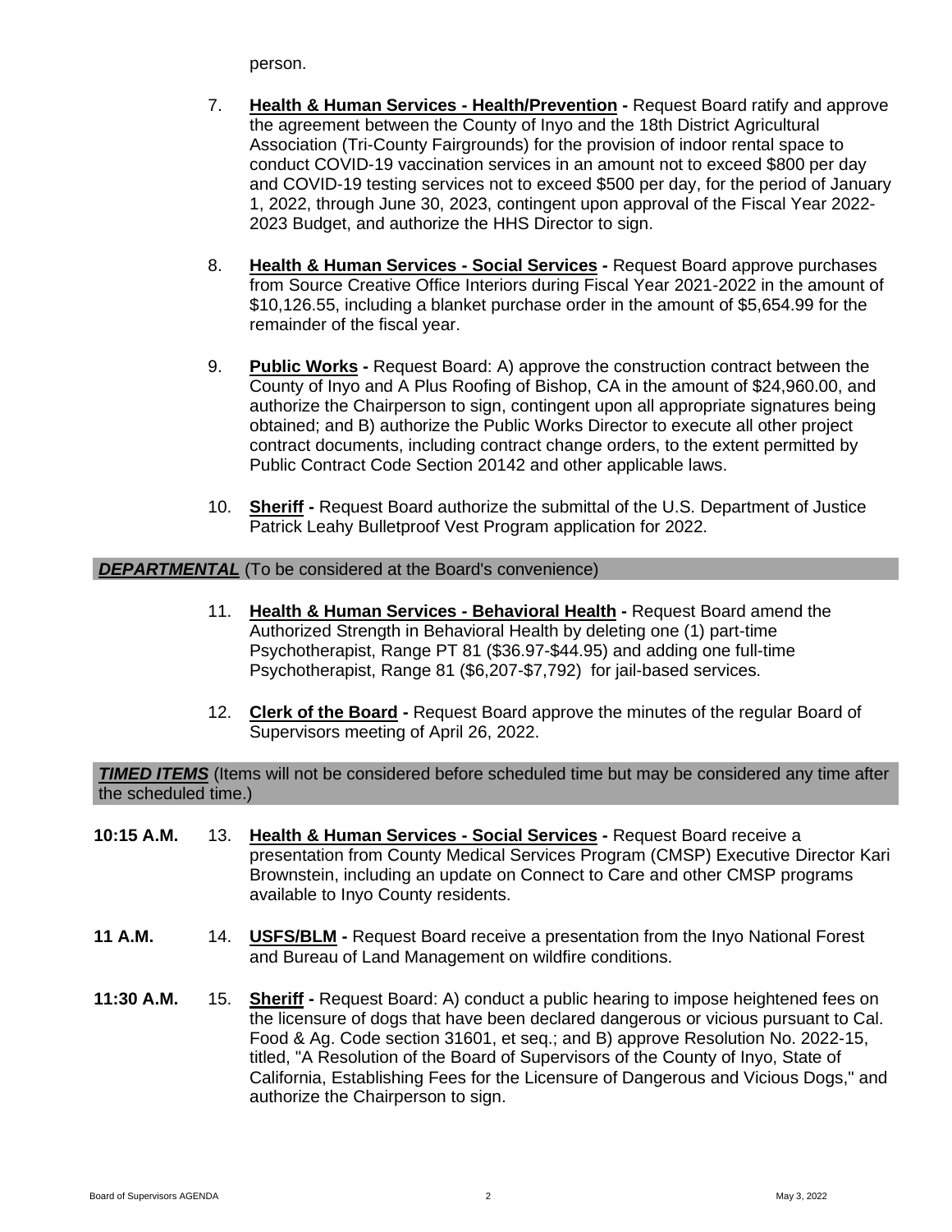person.

7. **Health & Human Services - Health/Prevention -** Request Board ratify and approve the agreement between the County of Inyo and the 18th District Agricultural Association (Tri-County Fairgrounds) for the provision of indoor rental space to conduct COVID-19 vaccination services in an amount not to exceed $800 per day and COVID-19 testing services not to exceed $500 per day, for the period of January 1, 2022, through June 30, 2023, contingent upon approval of the Fiscal Year 2022-2023 Budget, and authorize the HHS Director to sign.

8. **Health & Human Services - Social Services -** Request Board approve purchases from Source Creative Office Interiors during Fiscal Year 2021-2022 in the amount of $10,126.55, including a blanket purchase order in the amount of $5,654.99 for the remainder of the fiscal year.

9. **Public Works -** Request Board: A) approve the construction contract between the County of Inyo and A Plus Roofing of Bishop, CA in the amount of $24,960.00, and authorize the Chairperson to sign, contingent upon all appropriate signatures being obtained; and B) authorize the Public Works Director to execute all other project contract documents, including contract change orders, to the extent permitted by Public Contract Code Section 20142 and other applicable laws.

10. **Sheriff -** Request Board authorize the submittal of the U.S. Department of Justice Patrick Leahy Bulletproof Vest Program application for 2022.

## ***DEPARTMENTAL*** (To be considered at the Board's convenience)

11. **Health & Human Services - Behavioral Health -** Request Board amend the Authorized Strength in Behavioral Health by deleting one (1) part-time Psychotherapist, Range PT 81 ($36.97-$44.95) and adding one full-time Psychotherapist, Range 81 ($6,207-$7,792) for jail-based services.

12. **Clerk of the Board -** Request Board approve the minutes of the regular Board of Supervisors meeting of April 26, 2022.

## ***TIMED ITEMS*** (Items will not be considered before scheduled time but may be considered any time after the scheduled time.)

**10:15 A.M.** 13. **Health & Human Services - Social Services -** Request Board receive a presentation from County Medical Services Program (CMSP) Executive Director Kari Brownstein, including an update on Connect to Care and other CMSP programs available to Inyo County residents.

**11 A.M.** 14. **USFS/BLM -** Request Board receive a presentation from the Inyo National Forest and Bureau of Land Management on wildfire conditions.

**11:30 A.M.** 15. **Sheriff -** Request Board: A) conduct a public hearing to impose heightened fees on the licensure of dogs that have been declared dangerous or vicious pursuant to Cal. Food & Ag. Code section 31601, et seq.; and B) approve Resolution No. 2022-15, titled, "A Resolution of the Board of Supervisors of the County of Inyo, State of California, Establishing Fees for the Licensure of Dangerous and Vicious Dogs," and authorize the Chairperson to sign.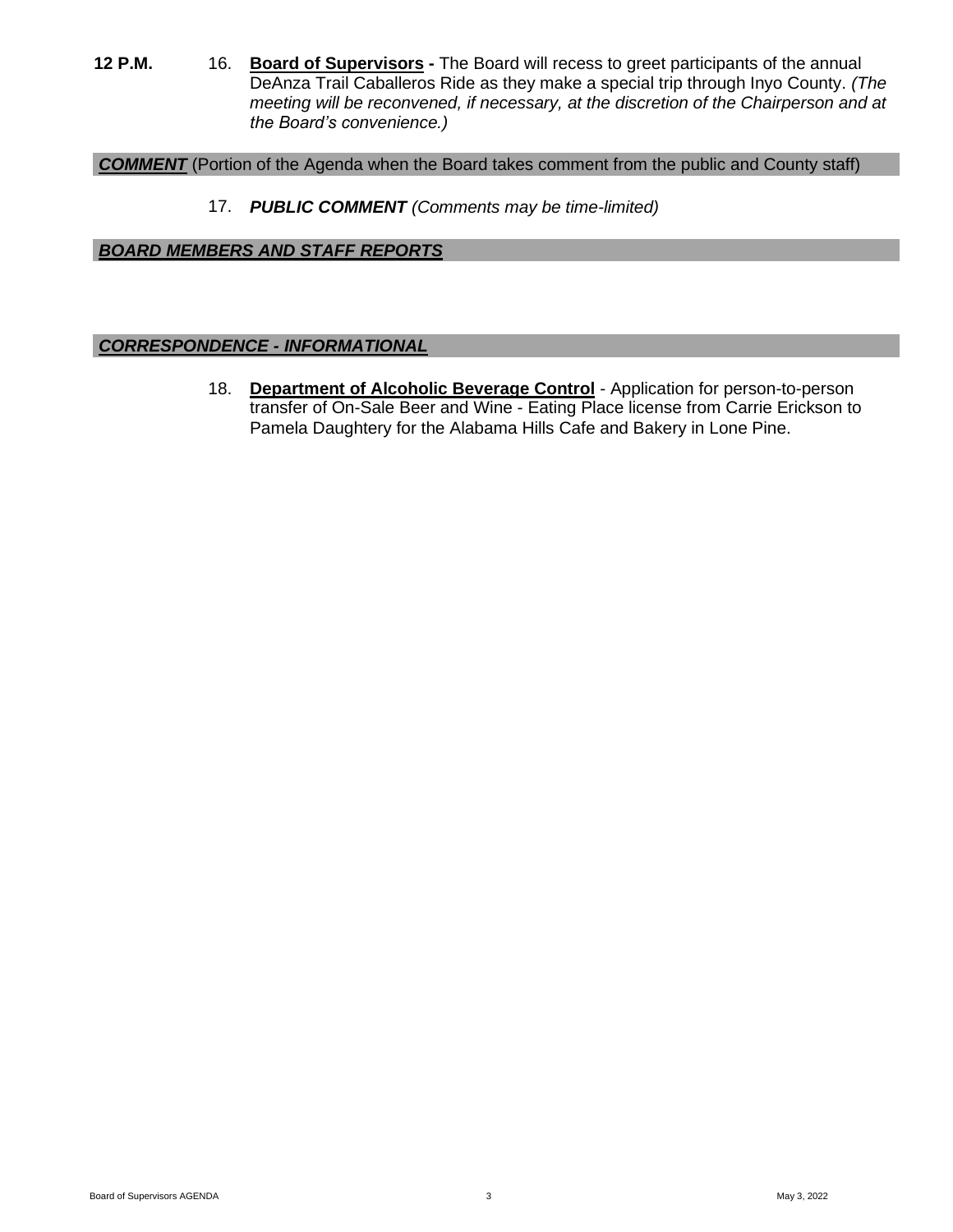**12 P.M.** 16. **Board of Supervisors -** The Board will recess to greet participants of the annual DeAnza Trail Caballeros Ride as they make a special trip through Inyo County. *(The meeting will be reconvened, if necessary, at the discretion of the Chairperson and at the Board's convenience.)*

***COMMENT*** (Portion of the Agenda when the Board takes comment from the public and County staff)

17. ***PUBLIC COMMENT*** *(Comments may be time-limited)*

***BOARD MEMBERS AND STAFF REPORTS***

***CORRESPONDENCE - INFORMATIONAL***

18. **Department of Alcoholic Beverage Control** - Application for person-to-person transfer of On-Sale Beer and Wine - Eating Place license from Carrie Erickson to Pamela Daughtery for the Alabama Hills Cafe and Bakery in Lone Pine.